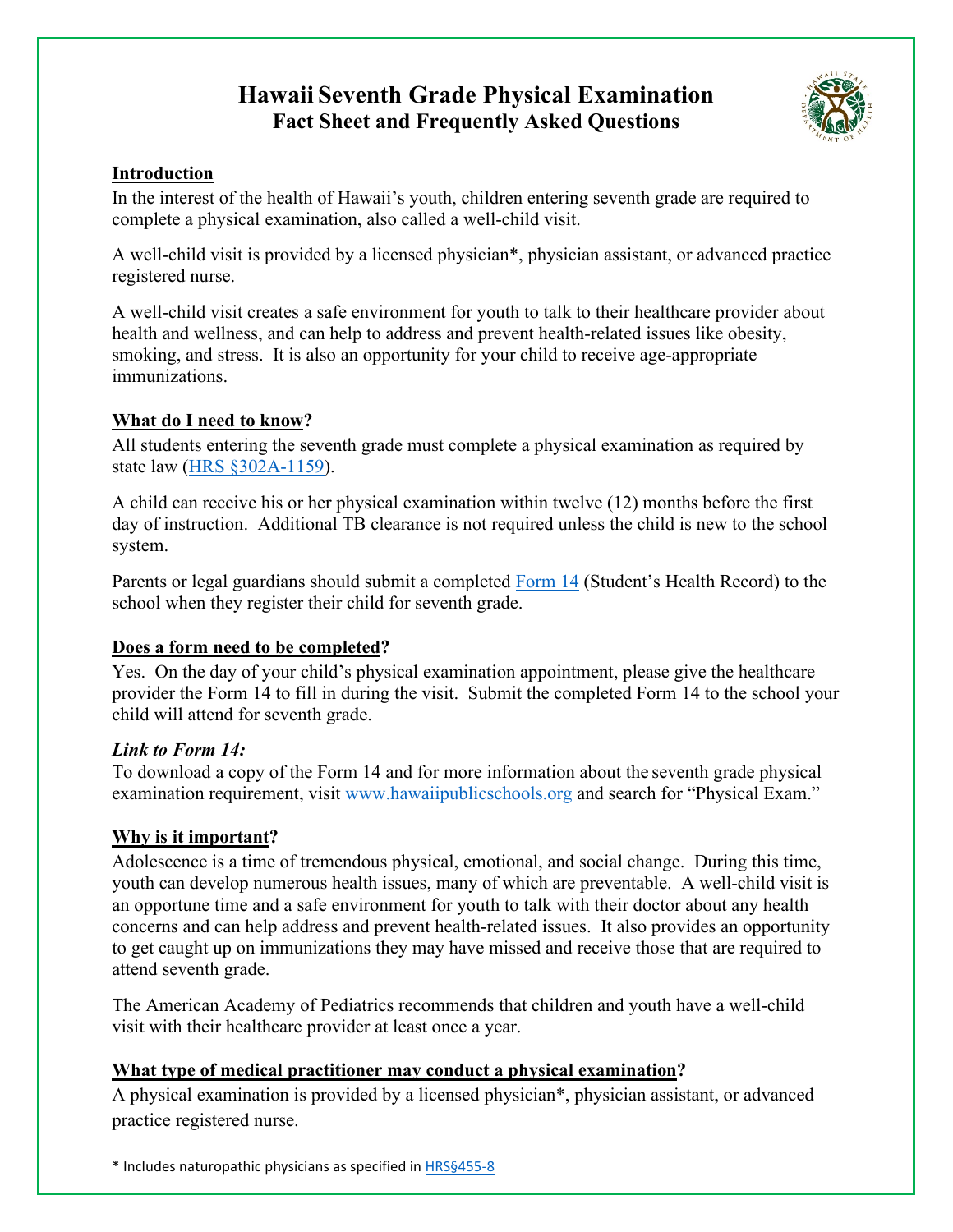# Hawaii Seventh Grade Physical Examination

## Fact Sheet and Frequently Asked Questions

### Introduction

In the interest of the health of Hawaii's youth, children entering seventh grade are required to complete a physical examination, also called a well-child visit.

A well-child visit is provided by a licensed physician*, physician assistant, or advanced practice registered nurse.

A well-child visit creates a safe environment for youth to talk to their healthcare provider about health and wellness, and can help to address and prevent health-related issues like obesity, smoking, and stress. It is also an opportunity for your child to receive age-appropriate immunizations.

### What do I need to know?

All students entering the seventh grade must complete a physical examination as required by state law (HRS §302A-1159).

A child can receive his or her physical examination within twelve (12) months before the first day of instruction. Additional TB clearance is not required unless the child is new to the school system.

Parents or legal guardians should submit a completed Form 14 (Student's Health Record) to the school when they register their child for seventh grade.

### Does a form need to be completed?

Yes. On the day of your child's physical examination appointment, please give the healthcare provider the Form 14 to fill in during the visit. Submit the completed Form 14 to the school your child will attend for seventh grade.

***Link to Form 14:***

To download a copy of the Form 14 and for more information about the seventh grade physical examination requirement, visit www.hawaiipublicschools.org and search for "Physical Exam."

### Why is it important?

Adolescence is a time of tremendous physical, emotional, and social change. During this time, youth can develop numerous health issues, many of which are preventable. A well-child visit is an opportune time and a safe environment for youth to talk with their doctor about any health concerns and can help address and prevent health-related issues. It also provides an opportunity to get caught up on immunizations they may have missed and receive those that are required to attend seventh grade.

The American Academy of Pediatrics recommends that children and youth have a well-child visit with their healthcare provider at least once a year.

### What type of medical practitioner may conduct a physical examination?

A physical examination is provided by a licensed physician*, physician assistant, or advanced practice registered nurse.

\* Includes naturopathic physicians as specified in HRS§455-8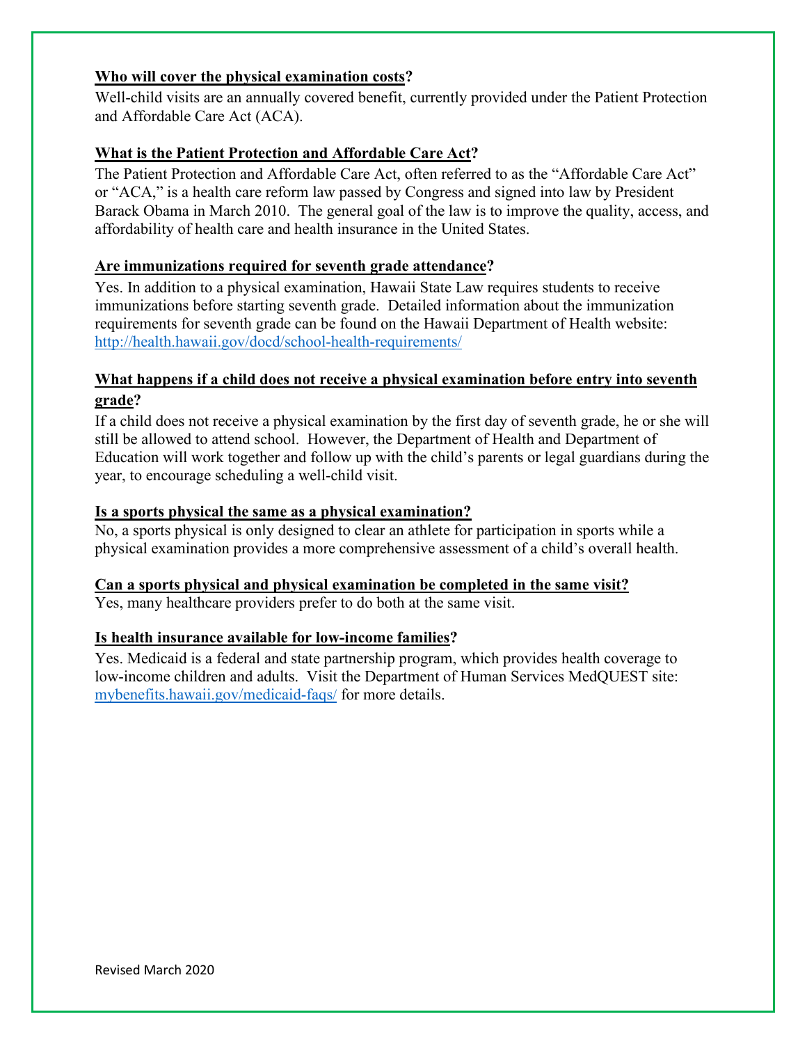**Who will cover the physical examination costs?**

Well-child visits are an annually covered benefit, currently provided under the Patient Protection and Affordable Care Act (ACA).

**What is the Patient Protection and Affordable Care Act?**

The Patient Protection and Affordable Care Act, often referred to as the "Affordable Care Act" or "ACA," is a health care reform law passed by Congress and signed into law by President Barack Obama in March 2010. The general goal of the law is to improve the quality, access, and affordability of health care and health insurance in the United States.

**Are immunizations required for seventh grade attendance?**

Yes. In addition to a physical examination, Hawaii State Law requires students to receive immunizations before starting seventh grade. Detailed information about the immunization requirements for seventh grade can be found on the Hawaii Department of Health website: [http://health.hawaii.gov/docd/school-health-requirements/](http://health.hawaii.gov/docd/school-health-requirements/)

**What happens if a child does not receive a physical examination before entry into seventh grade?**

If a child does not receive a physical examination by the first day of seventh grade, he or she will still be allowed to attend school. However, the Department of Health and Department of Education will work together and follow up with the child's parents or legal guardians during the year, to encourage scheduling a well-child visit.

**Is a sports physical the same as a physical examination?**

No, a sports physical is only designed to clear an athlete for participation in sports while a physical examination provides a more comprehensive assessment of a child's overall health.

**Can a sports physical and physical examination be completed in the same visit?**

Yes, many healthcare providers prefer to do both at the same visit.

**Is health insurance available for low-income families?**

Yes. Medicaid is a federal and state partnership program, which provides health coverage to low-income children and adults. Visit the Department of Human Services MedQUEST site: [mybenefits.hawaii.gov/medicaid-faqs/](mybenefits.hawaii.gov/medicaid-faqs/) for more details.

Revised March 2020